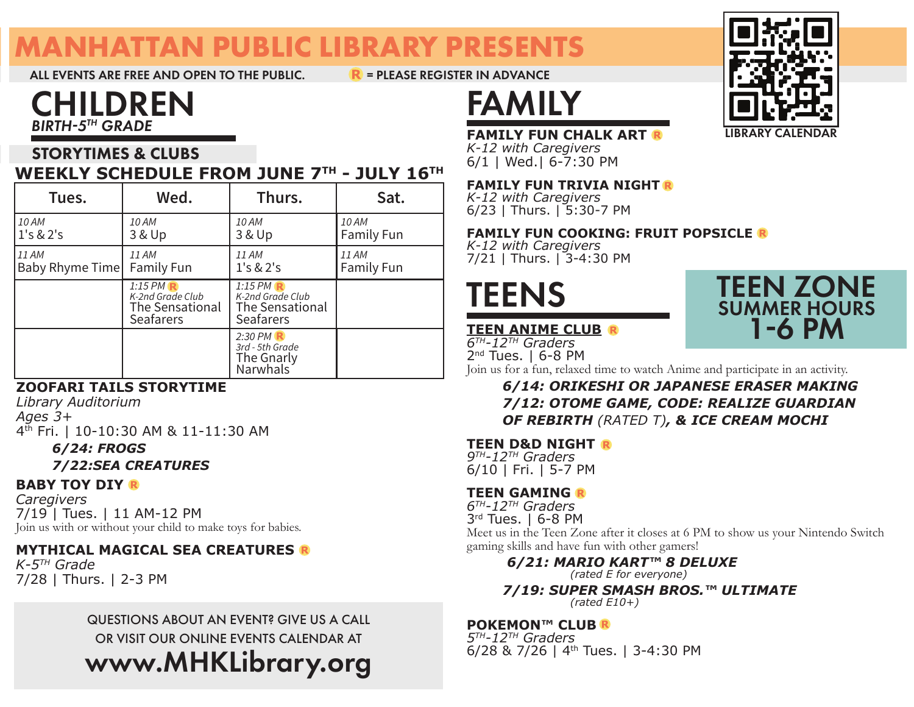# MANHATTAN PUBLIC LIBRARY PRESENTS

ALL EVENTS ARE FREE AND OPEN TO THE PUBLIC. R = PLEASE REGISTER IN ADVANCE

LIBRARY CALENDAR

## CHILDREN

*BIRTH-5TH GRADE*

### STORYTIMES & CLUBS

### WEEKLY SCHEDULE FROM JUNE 7TH - JULY 16TH

| Tues. | Wed. | Thurs. | Sat. |
|---|---|---|---|
| *10 AM* 1's & 2's | *10 AM* 3 & Up | *10 AM* 3 & Up | *10 AM* Family Fun |
| *11 AM* Baby Rhyme Time | *11 AM* Family Fun | *11 AM* 1's & 2's | *11 AM* Family Fun |
| | *1:15 PM* R *K-2nd Grade Club* The Sensational Seafarers | *1:15 PM* R *K-2nd Grade Club* The Sensational Seafarers | |
| | | *2:30 PM* R *3rd - 5th Grade* The Gnarly Narwhals | |

**ZOOFARI TAILS STORYTIME**
*Library Auditorium*
*Ages 3+*
4th Fri. | 10-10:30 AM & 11-11:30 AM

***6/24: FROGS***
***7/22:SEA CREATURES***

**BABY TOY DIY** R
*Caregivers*
7/19 | Tues. | 11 AM-12 PM
Join us with or without your child to make toys for babies.

**MYTHICAL MAGICAL SEA CREATURES** R
*K-5TH Grade*
7/28 | Thurs. | 2-3 PM

QUESTIONS ABOUT AN EVENT? GIVE US A CALL OR VISIT OUR ONLINE EVENTS CALENDAR AT

**www.MHKLibrary.org**

## FAMILY

**FAMILY FUN CHALK ART** R
*K-12 with Caregivers*
6/1 | Wed.| 6-7:30 PM

**FAMILY FUN TRIVIA NIGHT** R
*K-12 with Caregivers*
6/23 | Thurs. | 5:30-7 PM

**FAMILY FUN COOKING: FRUIT POPSICLE** R
*K-12 with Caregivers*
7/21 | Thurs. | 3-4:30 PM

## TEENS

**TEEN ZONE SUMMER HOURS 1-6 PM**

**TEEN ANIME CLUB** R
*6TH-12TH Graders*
2nd Tues. | 6-8 PM
Join us for a fun, relaxed time to watch Anime and participate in an activity.

***6/14: ORIKESHI OR JAPANESE ERASER MAKING***
***7/12: OTOME GAME, CODE: REALIZE GUARDIAN OF REBIRTH*** (RATED T)***, & ICE CREAM MOCHI***

**TEEN D&D NIGHT** R
*9TH-12TH Graders*
6/10 | Fri. | 5-7 PM

**TEEN GAMING** R
*6TH-12TH Graders*
3rd Tues. | 6-8 PM
Meet us in the Teen Zone after it closes at 6 PM to show us your Nintendo Switch gaming skills and have fun with other gamers!

***6/21: MARIO KART™ 8 DELUXE***
*(rated E for everyone)*

***7/19: SUPER SMASH BROS.™ ULTIMATE***
*(rated E10+)*

**POKEMON™ CLUB** R
*5TH-12TH Graders*
6/28 & 7/26 | 4th Tues. | 3-4:30 PM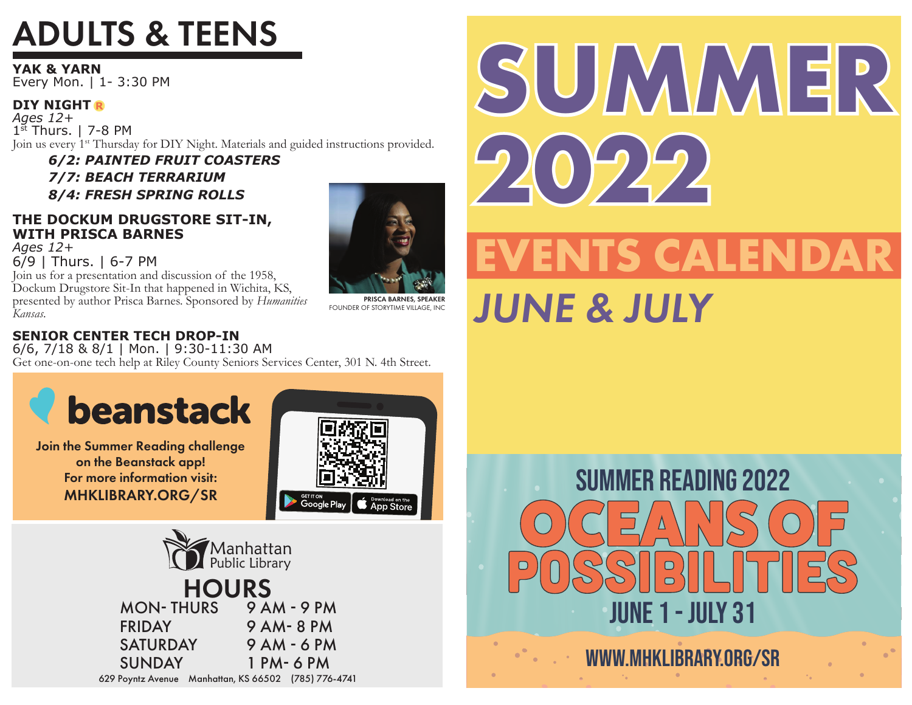# ADULTS & TEENS

**YAK & YARN**
Every Mon. | 1- 3:30 PM

**DIY NIGHT** R
*Ages 12+*
1st Thurs. | 7-8 PM
Join us every 1st Thursday for DIY Night. Materials and guided instructions provided.

***6/2: PAINTED FRUIT COASTERS***
***7/7: BEACH TERRARIUM***
***8/4: FRESH SPRING ROLLS***

**THE DOCKUM DRUGSTORE SIT-IN, WITH PRISCA BARNES**
*Ages 12+*
6/9 | Thurs. | 6-7 PM
Join us for a presentation and discussion of the 1958, Dockum Drugstore Sit-In that happened in Wichita, KS, presented by author Prisca Barnes. Sponsored by *Humanities Kansas*.

**PRISCA BARNES, SPEAKER**
FOUNDER OF STORYTIME VILLAGE, INC

**SENIOR CENTER TECH DROP-IN**
6/6, 7/18 & 8/1 | Mon. | 9:30-11:30 AM
Get one-on-one tech help at Riley County Seniors Services Center, 301 N. 4th Street.

**beanstack**

Join the Summer Reading challenge on the Beanstack app!
For more information visit:
MHKLIBRARY.ORG/SR

GET IT ON Google Play
Download on the App Store

Manhattan Public Library

## HOURS

| | |
|---|---|
| MON- THURS | 9 AM - 9 PM |
| FRIDAY | 9 AM- 8 PM |
| SATURDAY | 9 AM - 6 PM |
| SUNDAY | 1 PM- 6 PM |

629 Poyntz Avenue Manhattan, KS 66502 (785) 776-4741

# SUMMER 2022

## EVENTS CALENDAR

## *JUNE & JULY*

SUMMER READING 2022

# OCEANS OF POSSIBILITIES

JUNE 1 - JULY 31

WWW.MHKLIBRARY.ORG/SR